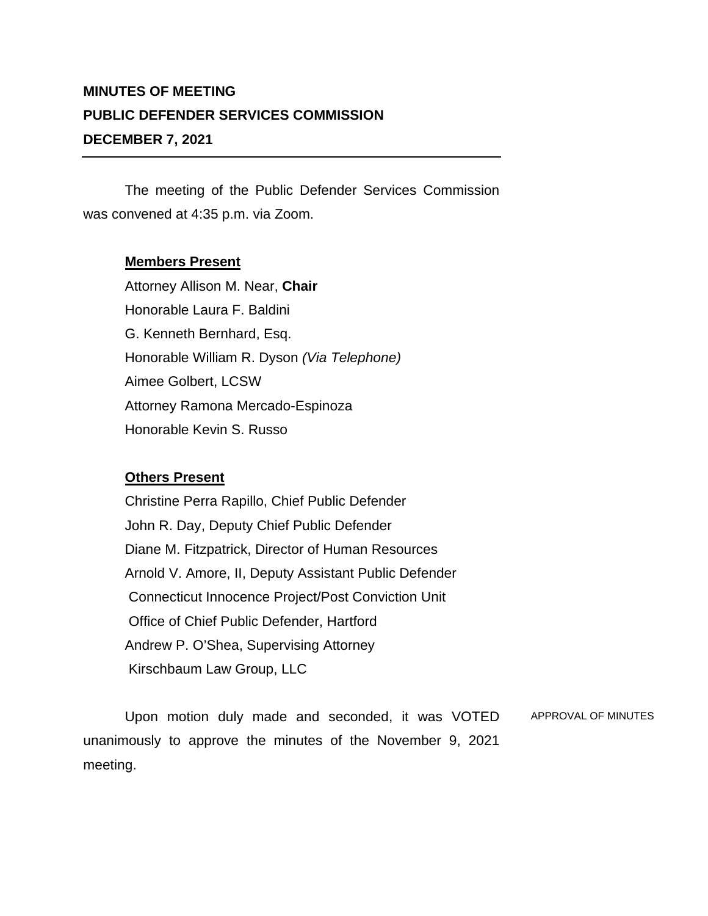**MINUTES OF MEETING**
**PUBLIC DEFENDER SERVICES COMMISSION**
**DECEMBER 7, 2021**

---

The meeting of the Public Defender Services Commission was convened at 4:35 p.m. via Zoom.

**Members Present**

Attorney Allison M. Near, **Chair**
Honorable Laura F. Baldini
G. Kenneth Bernhard, Esq.
Honorable William R. Dyson *(Via Telephone)*
Aimee Golbert, LCSW
Attorney Ramona Mercado-Espinoza
Honorable Kevin S. Russo

**Others Present**

Christine Perra Rapillo, Chief Public Defender
John R. Day, Deputy Chief Public Defender
Diane M. Fitzpatrick, Director of Human Resources
Arnold V. Amore, II, Deputy Assistant Public Defender
Connecticut Innocence Project/Post Conviction Unit
Office of Chief Public Defender, Hartford
Andrew P. O'Shea, Supervising Attorney
Kirschbaum Law Group, LLC

APPROVAL OF MINUTES

Upon motion duly made and seconded, it was VOTED unanimously to approve the minutes of the November 9, 2021 meeting.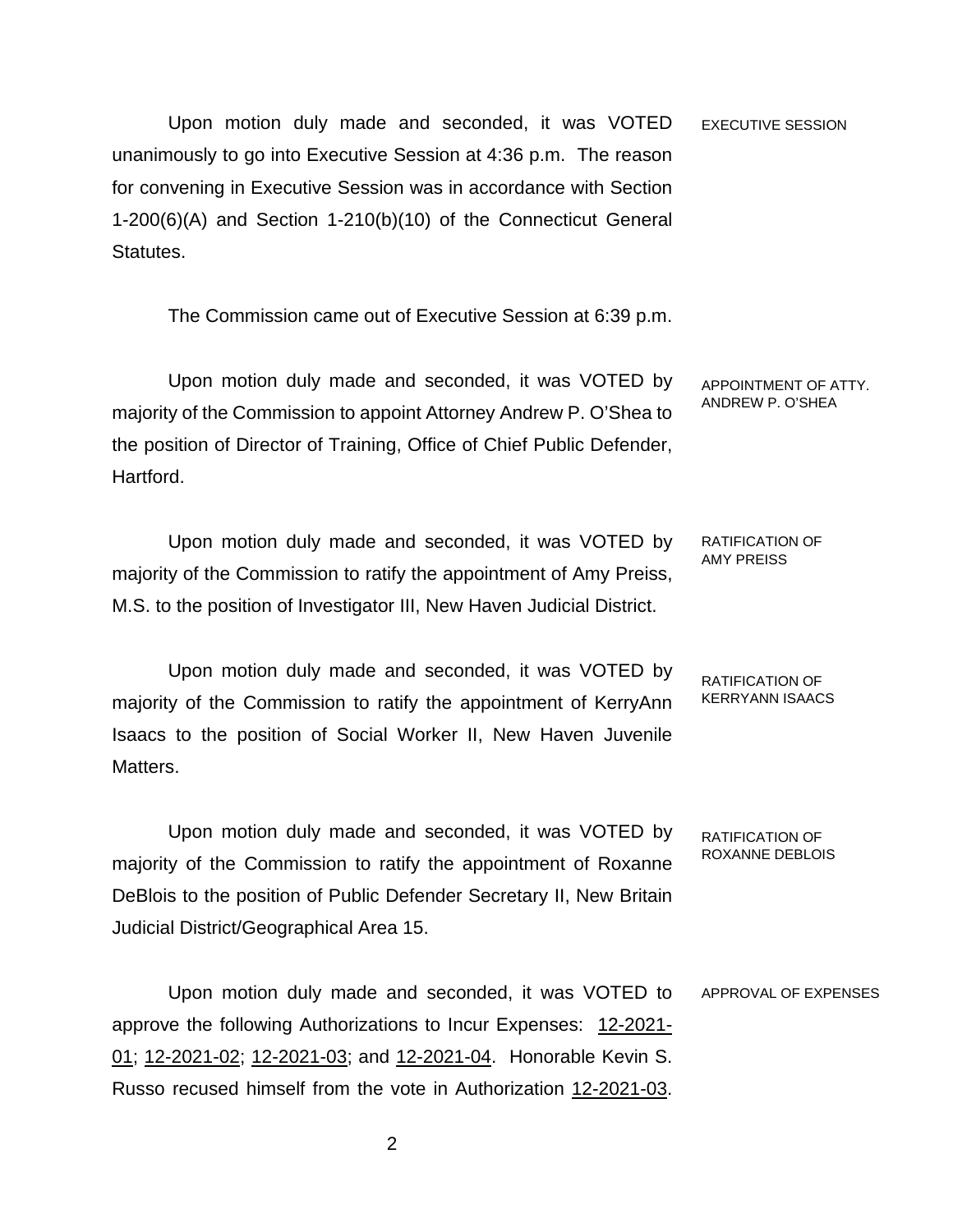EXECUTIVE SESSION

Upon motion duly made and seconded, it was VOTED unanimously to go into Executive Session at 4:36 p.m. The reason for convening in Executive Session was in accordance with Section 1-200(6)(A) and Section 1-210(b)(10) of the Connecticut General Statutes.

The Commission came out of Executive Session at 6:39 p.m.

APPOINTMENT OF ATTY. ANDREW P. O'SHEA

Upon motion duly made and seconded, it was VOTED by majority of the Commission to appoint Attorney Andrew P. O'Shea to the position of Director of Training, Office of Chief Public Defender, Hartford.

RATIFICATION OF AMY PREISS

Upon motion duly made and seconded, it was VOTED by majority of the Commission to ratify the appointment of Amy Preiss, M.S. to the position of Investigator III, New Haven Judicial District.

RATIFICATION OF KERRYANN ISAACS

Upon motion duly made and seconded, it was VOTED by majority of the Commission to ratify the appointment of KerryAnn Isaacs to the position of Social Worker II, New Haven Juvenile Matters.

RATIFICATION OF ROXANNE DEBLOIS

Upon motion duly made and seconded, it was VOTED by majority of the Commission to ratify the appointment of Roxanne DeBlois to the position of Public Defender Secretary II, New Britain Judicial District/Geographical Area 15.

APPROVAL OF EXPENSES

Upon motion duly made and seconded, it was VOTED to approve the following Authorizations to Incur Expenses: 12-2021-01; 12-2021-02; 12-2021-03; and 12-2021-04. Honorable Kevin S. Russo recused himself from the vote in Authorization 12-2021-03.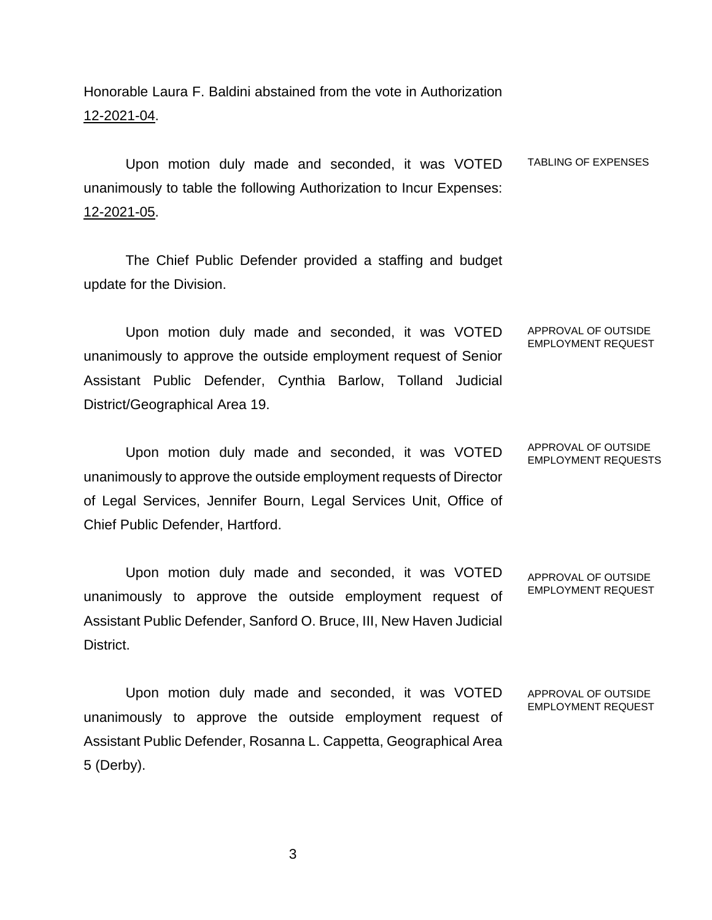Honorable Laura F. Baldini abstained from the vote in Authorization 12-2021-04.

TABLING OF EXPENSES

Upon motion duly made and seconded, it was VOTED unanimously to table the following Authorization to Incur Expenses: 12-2021-05.

The Chief Public Defender provided a staffing and budget update for the Division.

APPROVAL OF OUTSIDE EMPLOYMENT REQUEST

Upon motion duly made and seconded, it was VOTED unanimously to approve the outside employment request of Senior Assistant Public Defender, Cynthia Barlow, Tolland Judicial District/Geographical Area 19.

APPROVAL OF OUTSIDE EMPLOYMENT REQUESTS

Upon motion duly made and seconded, it was VOTED unanimously to approve the outside employment requests of Director of Legal Services, Jennifer Bourn, Legal Services Unit, Office of Chief Public Defender, Hartford.

APPROVAL OF OUTSIDE EMPLOYMENT REQUEST

Upon motion duly made and seconded, it was VOTED unanimously to approve the outside employment request of Assistant Public Defender, Sanford O. Bruce, III, New Haven Judicial District.

APPROVAL OF OUTSIDE EMPLOYMENT REQUEST

Upon motion duly made and seconded, it was VOTED unanimously to approve the outside employment request of Assistant Public Defender, Rosanna L. Cappetta, Geographical Area 5 (Derby).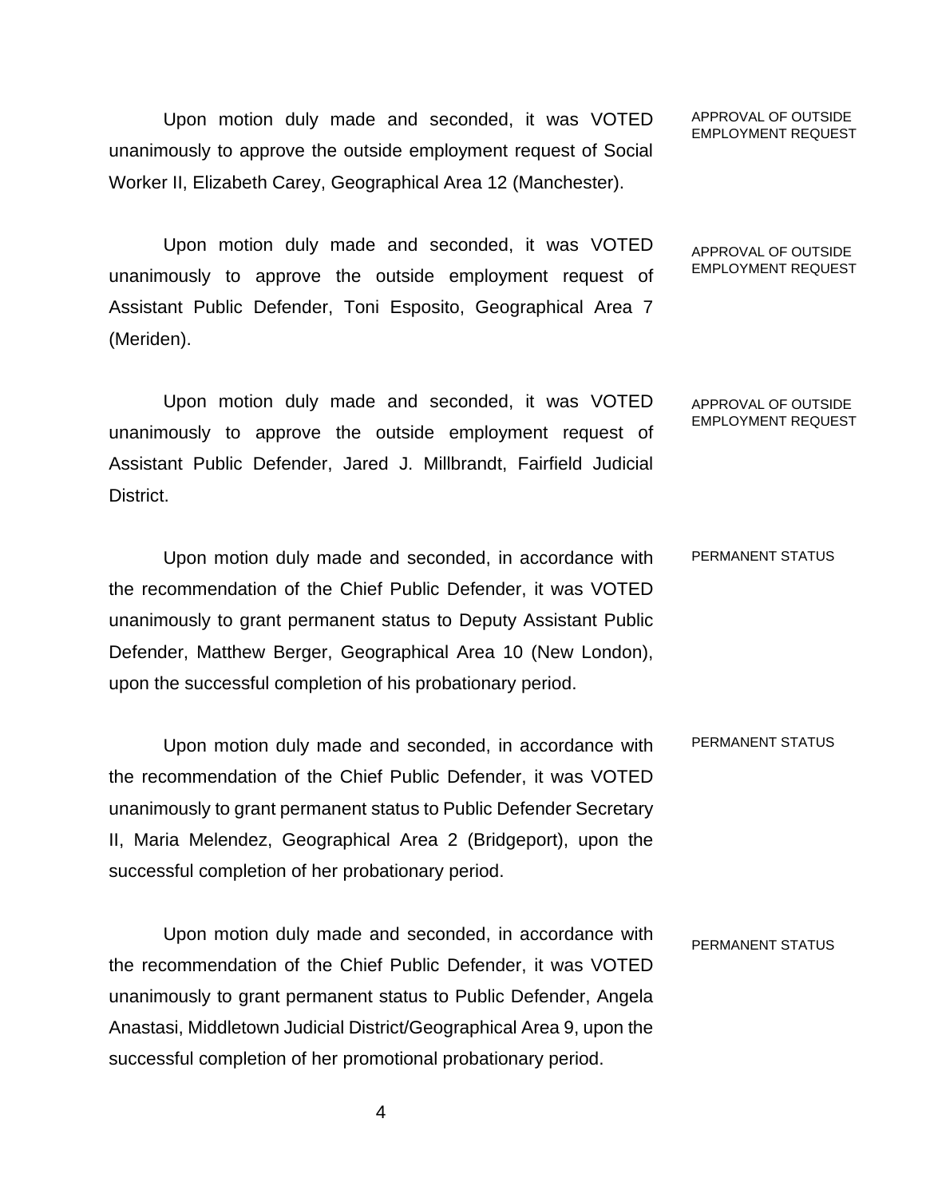Upon motion duly made and seconded, it was VOTED unanimously to approve the outside employment request of Social Worker II, Elizabeth Carey, Geographical Area 12 (Manchester).

APPROVAL OF OUTSIDE EMPLOYMENT REQUEST

Upon motion duly made and seconded, it was VOTED unanimously to approve the outside employment request of Assistant Public Defender, Toni Esposito, Geographical Area 7 (Meriden).

APPROVAL OF OUTSIDE EMPLOYMENT REQUEST

Upon motion duly made and seconded, it was VOTED unanimously to approve the outside employment request of Assistant Public Defender, Jared J. Millbrandt, Fairfield Judicial District.

APPROVAL OF OUTSIDE EMPLOYMENT REQUEST

Upon motion duly made and seconded, in accordance with the recommendation of the Chief Public Defender, it was VOTED unanimously to grant permanent status to Deputy Assistant Public Defender, Matthew Berger, Geographical Area 10 (New London), upon the successful completion of his probationary period.

PERMANENT STATUS

Upon motion duly made and seconded, in accordance with the recommendation of the Chief Public Defender, it was VOTED unanimously to grant permanent status to Public Defender Secretary II, Maria Melendez, Geographical Area 2 (Bridgeport), upon the successful completion of her probationary period.

PERMANENT STATUS

Upon motion duly made and seconded, in accordance with the recommendation of the Chief Public Defender, it was VOTED unanimously to grant permanent status to Public Defender, Angela Anastasi, Middletown Judicial District/Geographical Area 9, upon the successful completion of her promotional probationary period.

PERMANENT STATUS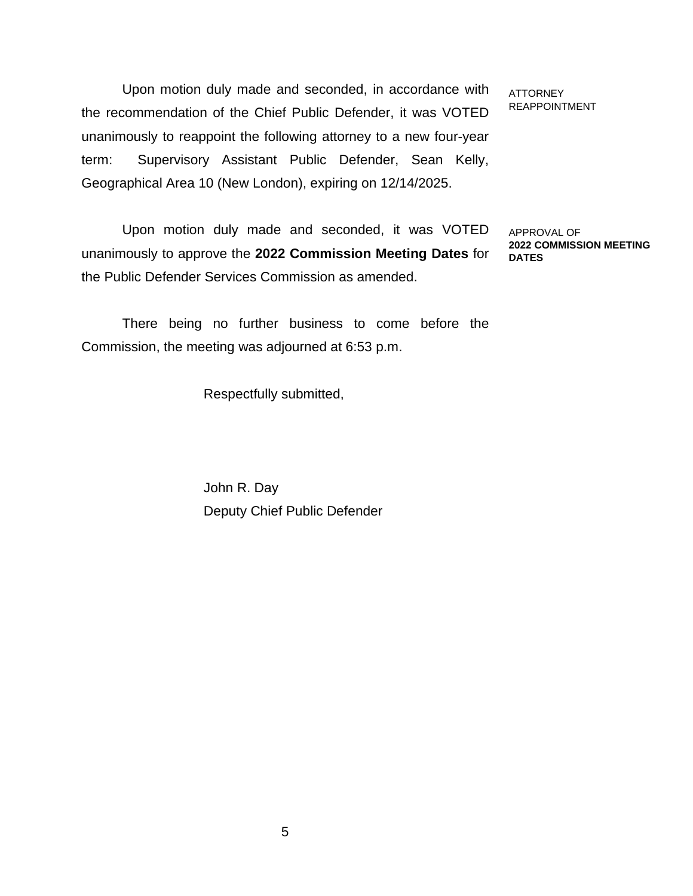Upon motion duly made and seconded, in accordance with the recommendation of the Chief Public Defender, it was VOTED unanimously to reappoint the following attorney to a new four-year term: Supervisory Assistant Public Defender, Sean Kelly, Geographical Area 10 (New London), expiring on 12/14/2025.

ATTORNEY REAPPOINTMENT

Upon motion duly made and seconded, it was VOTED unanimously to approve the **2022 Commission Meeting Dates** for the Public Defender Services Commission as amended.

APPROVAL OF **2022 COMMISSION MEETING DATES**

There being no further business to come before the Commission, the meeting was adjourned at 6:53 p.m.

Respectfully submitted,

John R. Day
Deputy Chief Public Defender